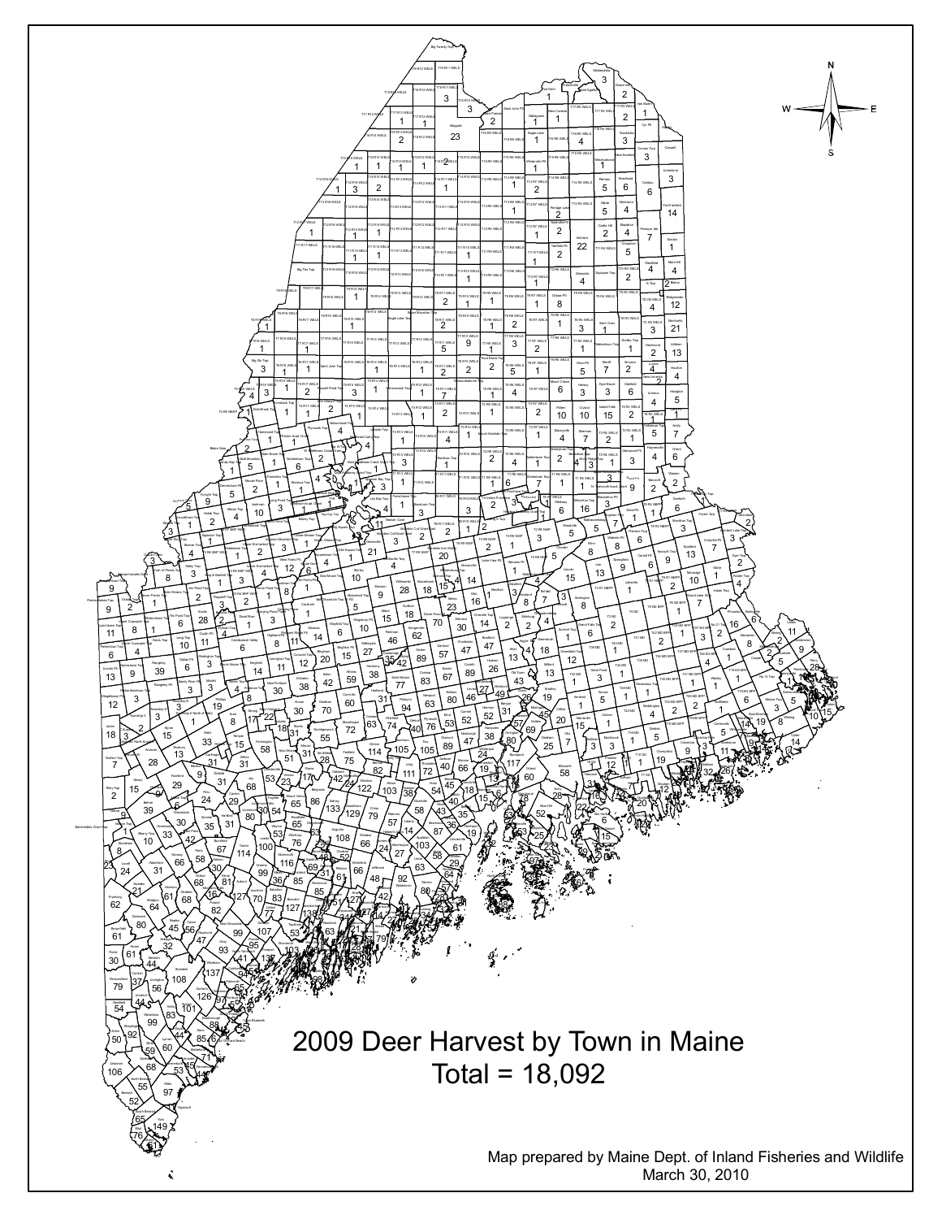# 2009 Deer Harvest by Town in Maine

## Total = 18,092

Map prepared by Maine Dept. of Inland Fisheries and Wildlife
March 30, 2010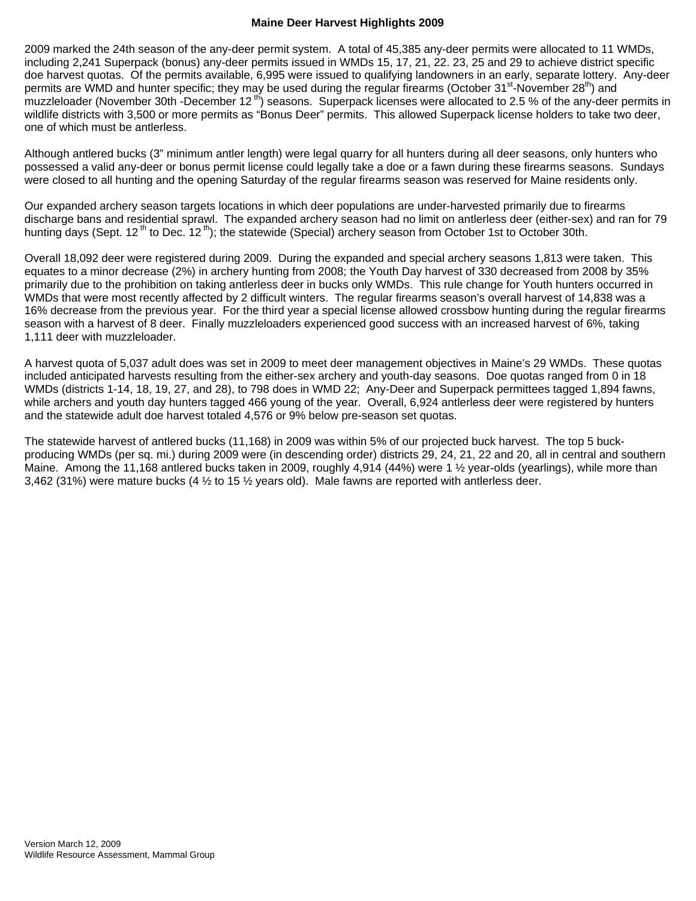**Maine Deer Harvest Highlights 2009**

2009 marked the 24th season of the any-deer permit system. A total of 45,385 any-deer permits were allocated to 11 WMDs, including 2,241 Superpack (bonus) any-deer permits issued in WMDs 15, 17, 21, 22. 23, 25 and 29 to achieve district specific doe harvest quotas. Of the permits available, 6,995 were issued to qualifying landowners in an early, separate lottery. Any-deer permits are WMD and hunter specific; they may be used during the regular firearms (October 31st-November 28th) and muzzleloader (November 30th -December 12th) seasons. Superpack licenses were allocated to 2.5 % of the any-deer permits in wildlife districts with 3,500 or more permits as "Bonus Deer" permits. This allowed Superpack license holders to take two deer, one of which must be antlerless.

Although antlered bucks (3" minimum antler length) were legal quarry for all hunters during all deer seasons, only hunters who possessed a valid any-deer or bonus permit license could legally take a doe or a fawn during these firearms seasons. Sundays were closed to all hunting and the opening Saturday of the regular firearms season was reserved for Maine residents only.

Our expanded archery season targets locations in which deer populations are under-harvested primarily due to firearms discharge bans and residential sprawl. The expanded archery season had no limit on antlerless deer (either-sex) and ran for 79 hunting days (Sept. 12th to Dec. 12th); the statewide (Special) archery season from October 1st to October 30th.

Overall 18,092 deer were registered during 2009. During the expanded and special archery seasons 1,813 were taken. This equates to a minor decrease (2%) in archery hunting from 2008; the Youth Day harvest of 330 decreased from 2008 by 35% primarily due to the prohibition on taking antlerless deer in bucks only WMDs. This rule change for Youth hunters occurred in WMDs that were most recently affected by 2 difficult winters. The regular firearms season's overall harvest of 14,838 was a 16% decrease from the previous year. For the third year a special license allowed crossbow hunting during the regular firearms season with a harvest of 8 deer. Finally muzzleloaders experienced good success with an increased harvest of 6%, taking 1,111 deer with muzzleloader.

A harvest quota of 5,037 adult does was set in 2009 to meet deer management objectives in Maine's 29 WMDs. These quotas included anticipated harvests resulting from the either-sex archery and youth-day seasons. Doe quotas ranged from 0 in 18 WMDs (districts 1-14, 18, 19, 27, and 28), to 798 does in WMD 22; Any-Deer and Superpack permittees tagged 1,894 fawns, while archers and youth day hunters tagged 466 young of the year. Overall, 6,924 antlerless deer were registered by hunters and the statewide adult doe harvest totaled 4,576 or 9% below pre-season set quotas.

The statewide harvest of antlered bucks (11,168) in 2009 was within 5% of our projected buck harvest. The top 5 buck-producing WMDs (per sq. mi.) during 2009 were (in descending order) districts 29, 24, 21, 22 and 20, all in central and southern Maine. Among the 11,168 antlered bucks taken in 2009, roughly 4,914 (44%) were 1 ½ year-olds (yearlings), while more than 3,462 (31%) were mature bucks (4 ½ to 15 ½ years old). Male fawns are reported with antlerless deer.

Version March 12, 2009
Wildlife Resource Assessment, Mammal Group